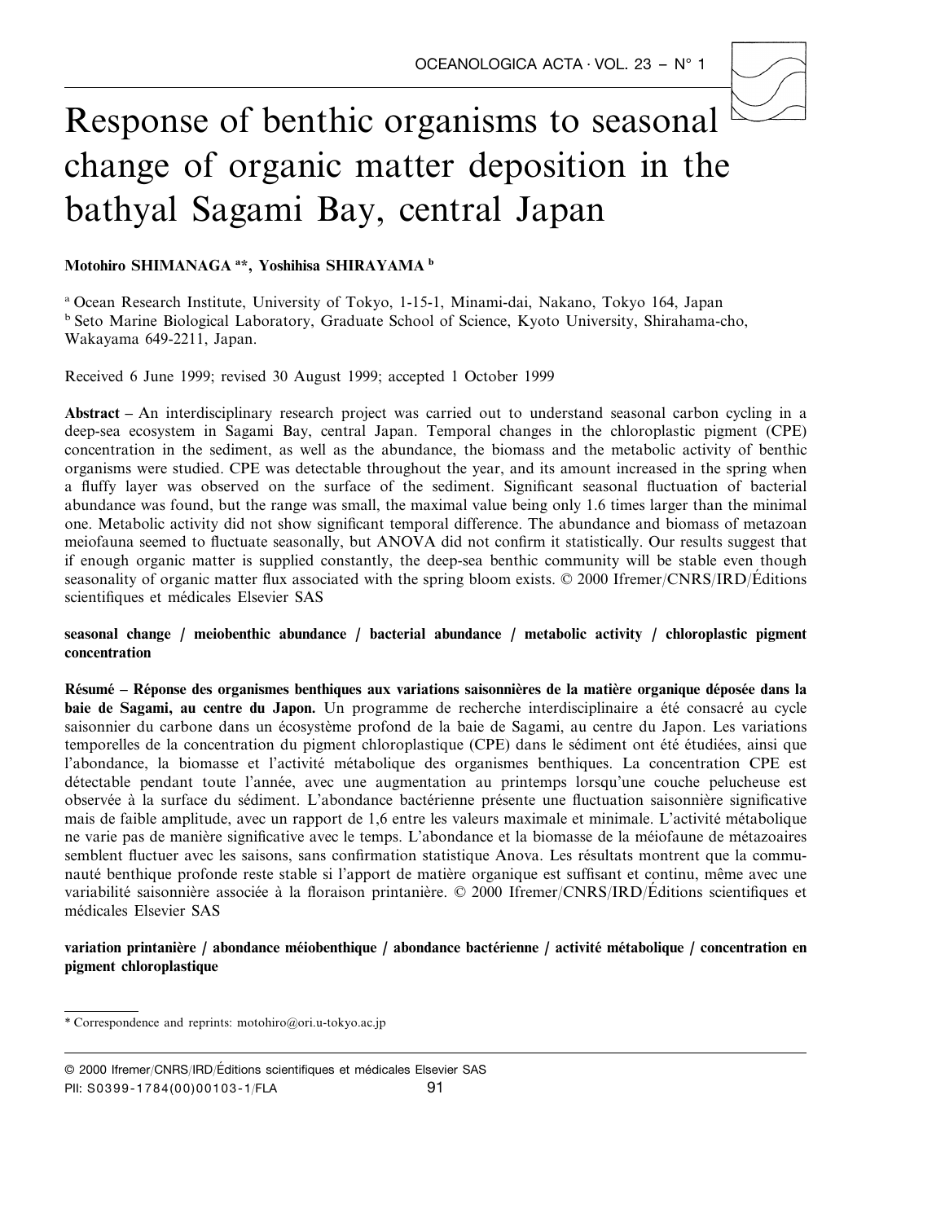# Response of benthic organisms to seasonal change of organic matter deposition in the bathyal Sagami Bay, central Japan

**Motohiro SHIMANAGA [a]*, Yoshihisa SHIRAYAMA [b]**

[a] Ocean Research Institute, University of Tokyo, 1-15-1, Minami-dai, Nakano, Tokyo 164, Japan
[b] Seto Marine Biological Laboratory, Graduate School of Science, Kyoto University, Shirahama-cho, Wakayama 649-2211, Japan.

Received 6 June 1999; revised 30 August 1999; accepted 1 October 1999

**Abstract** – An interdisciplinary research project was carried out to understand seasonal carbon cycling in a deep-sea ecosystem in Sagami Bay, central Japan. Temporal changes in the chloroplastic pigment (CPE) concentration in the sediment, as well as the abundance, the biomass and the metabolic activity of benthic organisms were studied. CPE was detectable throughout the year, and its amount increased in the spring when a fluffy layer was observed on the surface of the sediment. Significant seasonal fluctuation of bacterial abundance was found, but the range was small, the maximal value being only 1.6 times larger than the minimal one. Metabolic activity did not show significant temporal difference. The abundance and biomass of metazoan meiofauna seemed to fluctuate seasonally, but ANOVA did not confirm it statistically. Our results suggest that if enough organic matter is supplied constantly, the deep-sea benthic community will be stable even though seasonality of organic matter flux associated with the spring bloom exists. © 2000 Ifremer/CNRS/IRD/Éditions scientifiques et médicales Elsevier SAS

**seasonal change / meiobenthic abundance / bacterial abundance / metabolic activity / chloroplastic pigment concentration**

**Résumé – Réponse des organismes benthiques aux variations saisonnières de la matière organique déposée dans la baie de Sagami, au centre du Japon.** Un programme de recherche interdisciplinaire a été consacré au cycle saisonnier du carbone dans un écosystème profond de la baie de Sagami, au centre du Japon. Les variations temporelles de la concentration du pigment chloroplastique (CPE) dans le sédiment ont été étudiées, ainsi que l'abondance, la biomasse et l'activité métabolique des organismes benthiques. La concentration CPE est détectable pendant toute l'année, avec une augmentation au printemps lorsqu'une couche pelucheuse est observée à la surface du sédiment. L'abondance bactérienne présente une fluctuation saisonnière significative mais de faible amplitude, avec un rapport de 1,6 entre les valeurs maximale et minimale. L'activité métabolique ne varie pas de manière significative avec le temps. L'abondance et la biomasse de la méiofaune de métazoaires semblent fluctuer avec les saisons, sans confirmation statistique Anova. Les résultats montrent que la communauté benthique profonde reste stable si l'apport de matière organique est suffisant et continu, même avec une variabilité saisonnière associée à la floraison printanière. © 2000 Ifremer/CNRS/IRD/Éditions scientifiques et médicales Elsevier SAS

**variation printanière / abondance méiobenthique / abondance bactérienne / activité métabolique / concentration en pigment chloroplastique**

---

\* Correspondence and reprints: motohiro@ori.u-tokyo.ac.jp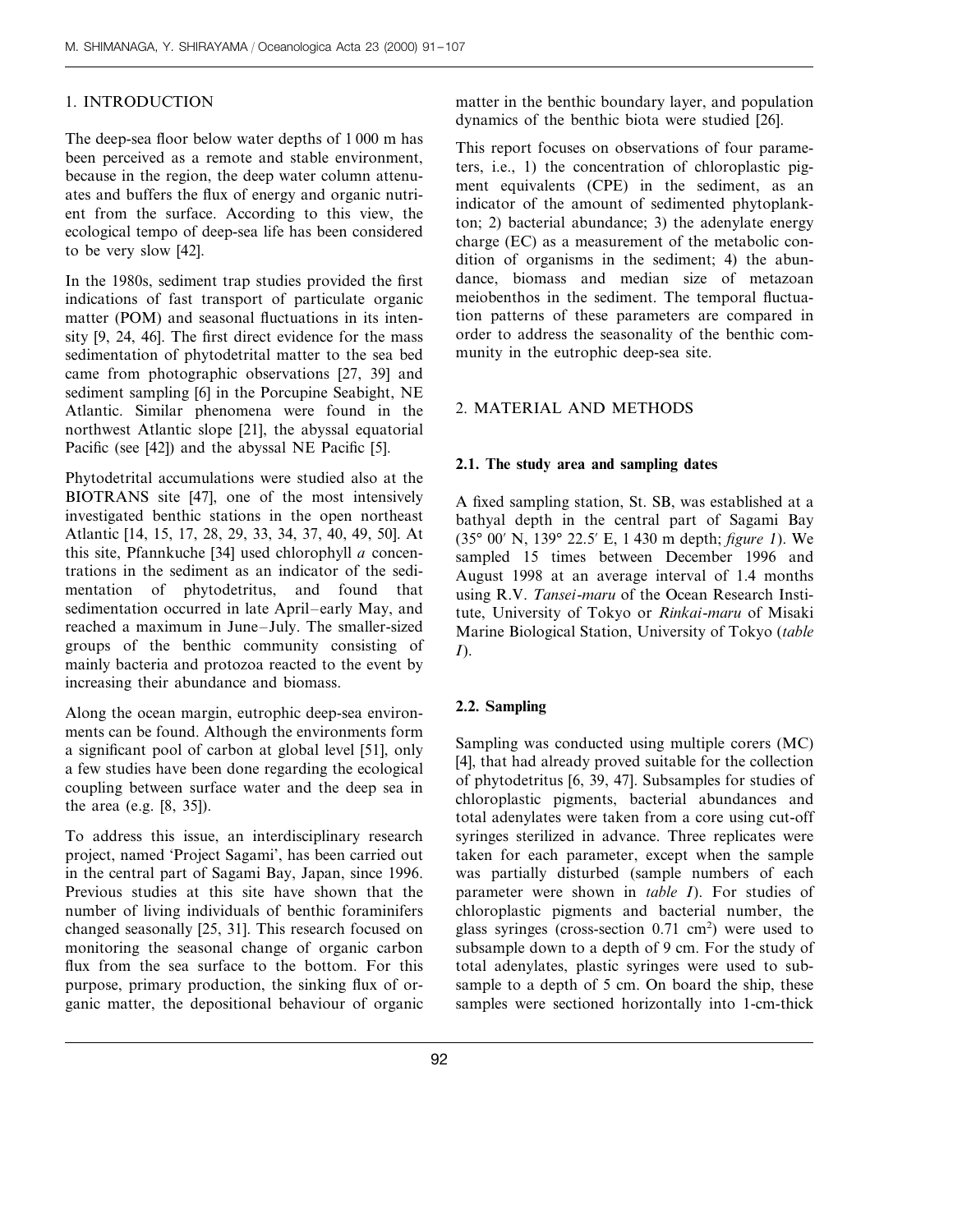## 1. INTRODUCTION

The deep-sea floor below water depths of 1 000 m has been perceived as a remote and stable environment, because in the region, the deep water column attenuates and buffers the flux of energy and organic nutrient from the surface. According to this view, the ecological tempo of deep-sea life has been considered to be very slow [42].

In the 1980s, sediment trap studies provided the first indications of fast transport of particulate organic matter (POM) and seasonal fluctuations in its intensity [9, 24, 46]. The first direct evidence for the mass sedimentation of phytodetrital matter to the sea bed came from photographic observations [27, 39] and sediment sampling [6] in the Porcupine Seabight, NE Atlantic. Similar phenomena were found in the northwest Atlantic slope [21], the abyssal equatorial Pacific (see [42]) and the abyssal NE Pacific [5].

Phytodetrital accumulations were studied also at the BIOTRANS site [47], one of the most intensively investigated benthic stations in the open northeast Atlantic [14, 15, 17, 28, 29, 33, 34, 37, 40, 49, 50]. At this site, Pfannkuche [34] used chlorophyll *a* concentrations in the sediment as an indicator of the sedimentation of phytodetritus, and found that sedimentation occurred in late April–early May, and reached a maximum in June–July. The smaller-sized groups of the benthic community consisting of mainly bacteria and protozoa reacted to the event by increasing their abundance and biomass.

Along the ocean margin, eutrophic deep-sea environments can be found. Although the environments form a significant pool of carbon at global level [51], only a few studies have been done regarding the ecological coupling between surface water and the deep sea in the area (e.g. [8, 35]).

To address this issue, an interdisciplinary research project, named 'Project Sagami', has been carried out in the central part of Sagami Bay, Japan, since 1996. Previous studies at this site have shown that the number of living individuals of benthic foraminifers changed seasonally [25, 31]. This research focused on monitoring the seasonal change of organic carbon flux from the sea surface to the bottom. For this purpose, primary production, the sinking flux of organic matter, the depositional behaviour of organic matter in the benthic boundary layer, and population dynamics of the benthic biota were studied [26].

This report focuses on observations of four parameters, i.e., 1) the concentration of chloroplastic pigment equivalents (CPE) in the sediment, as an indicator of the amount of sedimented phytoplankton; 2) bacterial abundance; 3) the adenylate energy charge (EC) as a measurement of the metabolic condition of organisms in the sediment; 4) the abundance, biomass and median size of metazoan meiobenthos in the sediment. The temporal fluctuation patterns of these parameters are compared in order to address the seasonality of the benthic community in the eutrophic deep-sea site.

## 2. MATERIAL AND METHODS

### 2.1. The study area and sampling dates

A fixed sampling station, St. SB, was established at a bathyal depth in the central part of Sagami Bay (35° 00′ N, 139° 22.5′ E, 1 430 m depth; *figure 1*). We sampled 15 times between December 1996 and August 1998 at an average interval of 1.4 months using R.V. *Tansei-maru* of the Ocean Research Institute, University of Tokyo or *Rinkai-maru* of Misaki Marine Biological Station, University of Tokyo (*table I*).

### 2.2. Sampling

Sampling was conducted using multiple corers (MC) [4], that had already proved suitable for the collection of phytodetritus [6, 39, 47]. Subsamples for studies of chloroplastic pigments, bacterial abundances and total adenylates were taken from a core using cut-off syringes sterilized in advance. Three replicates were taken for each parameter, except when the sample was partially disturbed (sample numbers of each parameter were shown in *table I*). For studies of chloroplastic pigments and bacterial number, the glass syringes (cross-section 0.71 $cm^2$) were used to subsample down to a depth of 9 cm. For the study of total adenylates, plastic syringes were used to subsample to a depth of 5 cm. On board the ship, these samples were sectioned horizontally into 1-cm-thick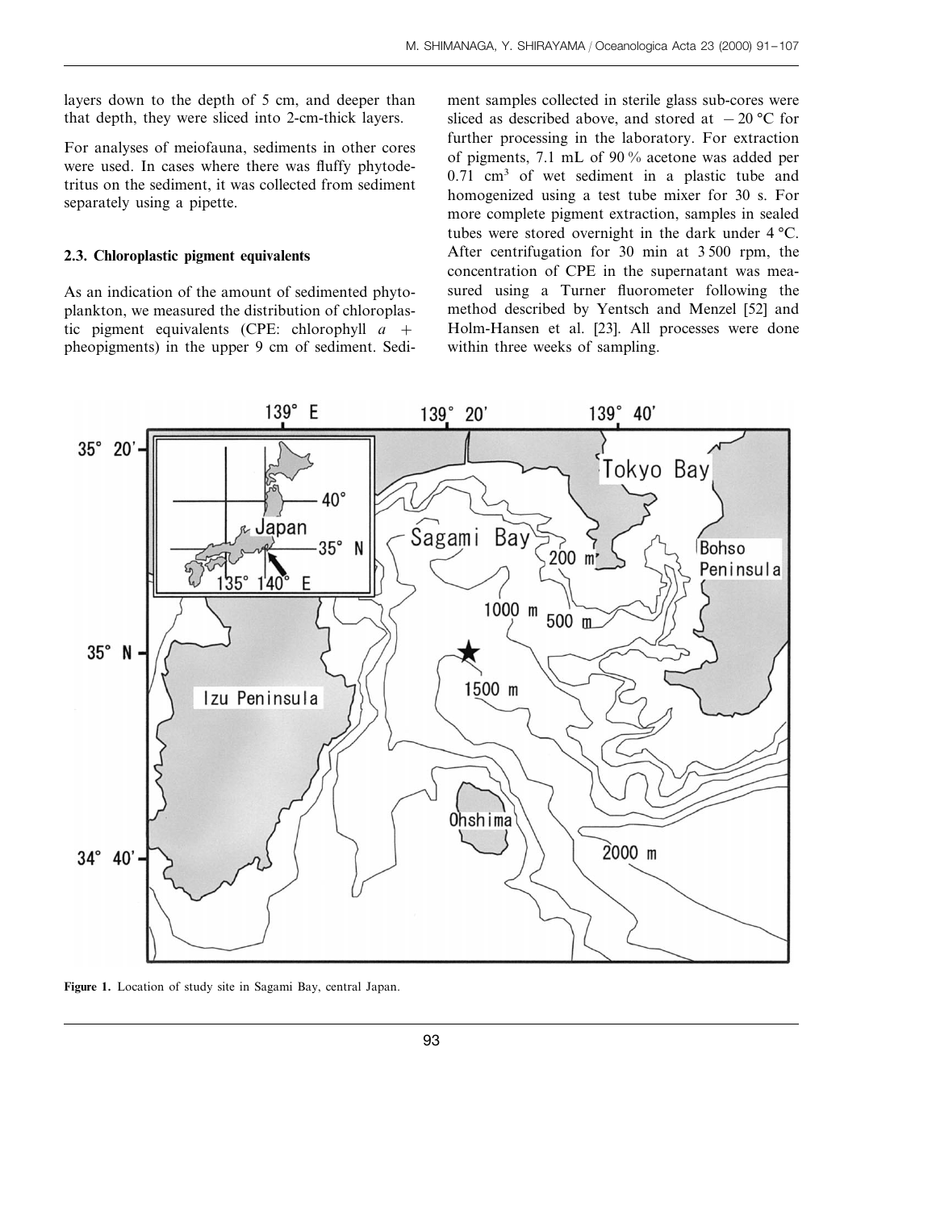layers down to the depth of 5 cm, and deeper than that depth, they were sliced into 2-cm-thick layers.

For analyses of meiofauna, sediments in other cores were used. In cases where there was fluffy phytodetritus on the sediment, it was collected from sediment separately using a pipette.

### 2.3. Chloroplastic pigment equivalents

As an indication of the amount of sedimented phytoplankton, we measured the distribution of chloroplastic pigment equivalents (CPE: chlorophyll *a* + pheopigments) in the upper 9 cm of sediment. Sediment samples collected in sterile glass sub-cores were sliced as described above, and stored at −20 °C for further processing in the laboratory. For extraction of pigments, 7.1 mL of 90 % acetone was added per 0.71 $cm^3$ of wet sediment in a plastic tube and homogenized using a test tube mixer for 30 s. For more complete pigment extraction, samples in sealed tubes were stored overnight in the dark under 4 °C. After centrifugation for 30 min at 3 500 rpm, the concentration of CPE in the supernatant was measured using a Turner fluorometer following the method described by Yentsch and Menzel [52] and Holm-Hansen et al. [23]. All processes were done within three weeks of sampling.

**Figure 1.** Location of study site in Sagami Bay, central Japan.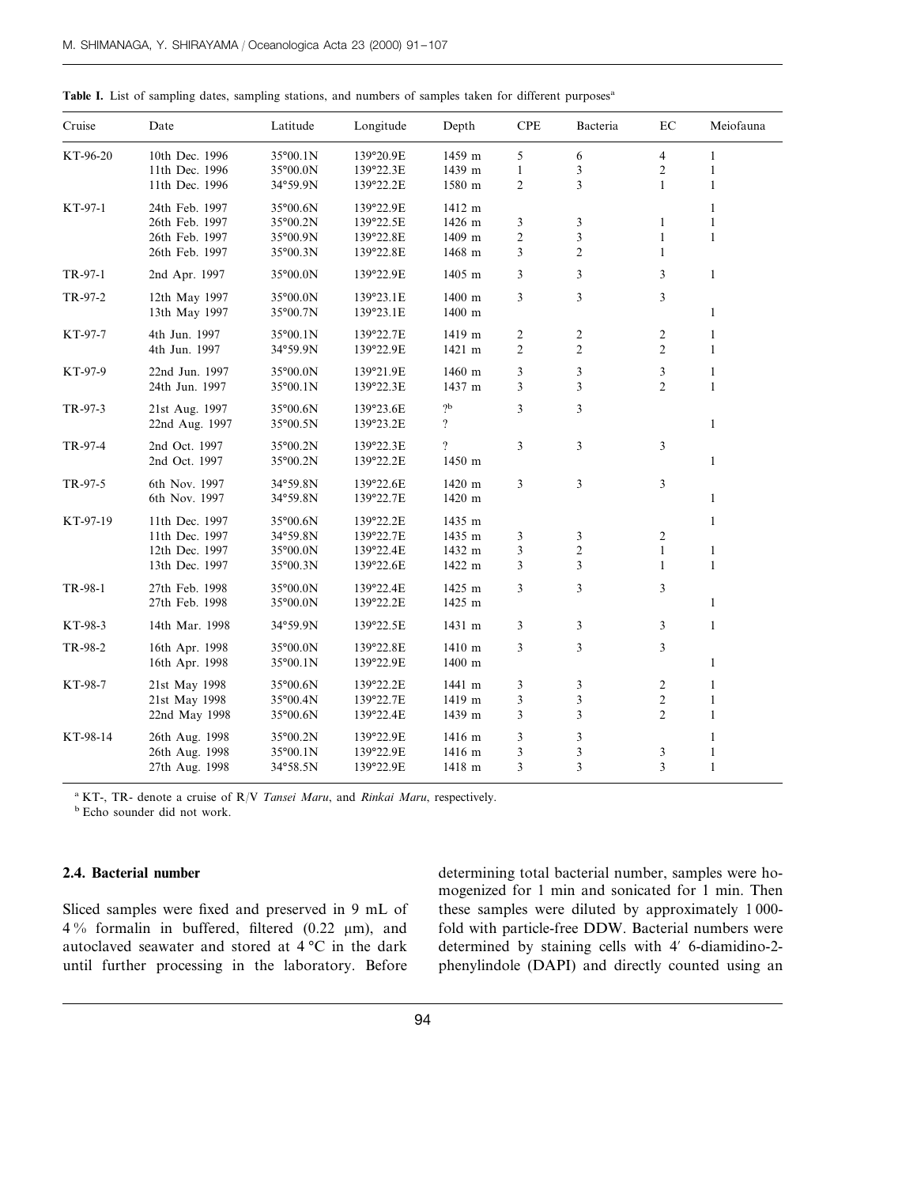**Table I.** List of sampling dates, sampling stations, and numbers of samples taken for different purposes[a]

| Cruise | Date | Latitude | Longitude | Depth | CPE | Bacteria | EC | Meiofauna |
|---|---|---|---|---|---|---|---|---|
| KT-96-20 | 10th Dec. 1996 | 35°00.1N | 139°20.9E | 1459 m | 5 | 6 | 4 | 1 |
| | 11th Dec. 1996 | 35°00.0N | 139°22.3E | 1439 m | 1 | 3 | 2 | 1 |
| | 11th Dec. 1996 | 34°59.9N | 139°22.2E | 1580 m | 2 | 3 | 1 | 1 |
| KT-97-1 | 24th Feb. 1997 | 35°00.6N | 139°22.9E | 1412 m | | | | 1 |
| | 26th Feb. 1997 | 35°00.2N | 139°22.5E | 1426 m | 3 | 3 | 1 | 1 |
| | 26th Feb. 1997 | 35°00.9N | 139°22.8E | 1409 m | 2 | 3 | 1 | 1 |
| | 26th Feb. 1997 | 35°00.3N | 139°22.8E | 1468 m | 3 | 2 | 1 | |
| TR-97-1 | 2nd Apr. 1997 | 35°00.0N | 139°22.9E | 1405 m | 3 | 3 | 3 | 1 |
| TR-97-2 | 12th May 1997 | 35°00.0N | 139°23.1E | 1400 m | 3 | 3 | 3 | |
| | 13th May 1997 | 35°00.7N | 139°23.1E | 1400 m | | | | 1 |
| KT-97-7 | 4th Jun. 1997 | 35°00.1N | 139°22.7E | 1419 m | 2 | 2 | 2 | 1 |
| | 4th Jun. 1997 | 34°59.9N | 139°22.9E | 1421 m | 2 | 2 | 2 | 1 |
| KT-97-9 | 22nd Jun. 1997 | 35°00.0N | 139°21.9E | 1460 m | 3 | 3 | 3 | 1 |
| | 24th Jun. 1997 | 35°00.1N | 139°22.3E | 1437 m | 3 | 3 | 2 | 1 |
| TR-97-3 | 21st Aug. 1997 | 35°00.6N | 139°23.6E | ?[b] | 3 | 3 | | |
| | 22nd Aug. 1997 | 35°00.5N | 139°23.2E | ? | | | | 1 |
| TR-97-4 | 2nd Oct. 1997 | 35°00.2N | 139°22.3E | ? | 3 | 3 | 3 | |
| | 2nd Oct. 1997 | 35°00.2N | 139°22.2E | 1450 m | | | | 1 |
| TR-97-5 | 6th Nov. 1997 | 34°59.8N | 139°22.6E | 1420 m | 3 | 3 | 3 | |
| | 6th Nov. 1997 | 34°59.8N | 139°22.7E | 1420 m | | | | 1 |
| KT-97-19 | 11th Dec. 1997 | 35°00.6N | 139°22.2E | 1435 m | | | | 1 |
| | 11th Dec. 1997 | 34°59.8N | 139°22.7E | 1435 m | 3 | 3 | 2 | |
| | 12th Dec. 1997 | 35°00.0N | 139°22.4E | 1432 m | 3 | 2 | 1 | 1 |
| | 13th Dec. 1997 | 35°00.3N | 139°22.6E | 1422 m | 3 | 3 | 1 | 1 |
| TR-98-1 | 27th Feb. 1998 | 35°00.0N | 139°22.4E | 1425 m | 3 | 3 | 3 | |
| | 27th Feb. 1998 | 35°00.0N | 139°22.2E | 1425 m | | | | 1 |
| KT-98-3 | 14th Mar. 1998 | 34°59.9N | 139°22.5E | 1431 m | 3 | 3 | 3 | 1 |
| TR-98-2 | 16th Apr. 1998 | 35°00.0N | 139°22.8E | 1410 m | 3 | 3 | 3 | |
| | 16th Apr. 1998 | 35°00.1N | 139°22.9E | 1400 m | | | | 1 |
| KT-98-7 | 21st May 1998 | 35°00.6N | 139°22.2E | 1441 m | 3 | 3 | 2 | 1 |
| | 21st May 1998 | 35°00.4N | 139°22.7E | 1419 m | 3 | 3 | 2 | 1 |
| | 22nd May 1998 | 35°00.6N | 139°22.4E | 1439 m | 3 | 3 | 2 | 1 |
| KT-98-14 | 26th Aug. 1998 | 35°00.2N | 139°22.9E | 1416 m | 3 | 3 | | 1 |
| | 26th Aug. 1998 | 35°00.1N | 139°22.9E | 1416 m | 3 | 3 | 3 | 1 |
| | 27th Aug. 1998 | 34°58.5N | 139°22.9E | 1418 m | 3 | 3 | 3 | 1 |

[a] KT-, TR- denote a cruise of R/V *Tansei Maru*, and *Rinkai Maru*, respectively.
[b] Echo sounder did not work.

### 2.4. Bacterial number

Sliced samples were fixed and preserved in 9 mL of 4 % formalin in buffered, filtered (0.22 μm), and autoclaved seawater and stored at 4 °C in the dark until further processing in the laboratory. Before determining total bacterial number, samples were homogenized for 1 min and sonicated for 1 min. Then these samples were diluted by approximately 1 000-fold with particle-free DDW. Bacterial numbers were determined by staining cells with 4′ 6-diamidino-2-phenylindole (DAPI) and directly counted using an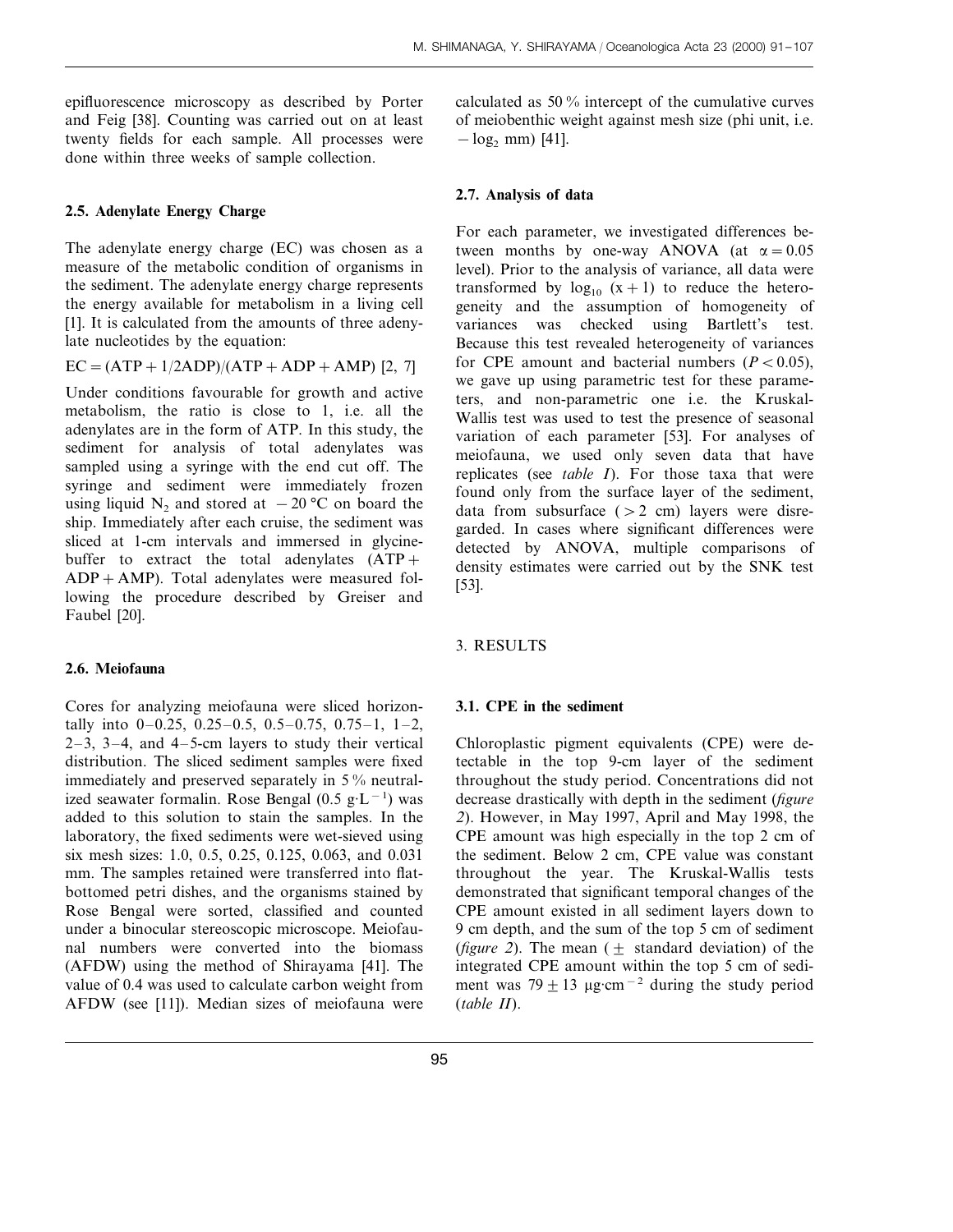epifluorescence microscopy as described by Porter and Feig [38]. Counting was carried out on at least twenty fields for each sample. All processes were done within three weeks of sample collection.

### 2.5. Adenylate Energy Charge

The adenylate energy charge (EC) was chosen as a measure of the metabolic condition of organisms in the sediment. The adenylate energy charge represents the energy available for metabolism in a living cell [1]. It is calculated from the amounts of three adenylate nucleotides by the equation:

$$EC = (ATP + 1/2ADP)/(ATP + ADP + AMP) \ [2, 7]$$

Under conditions favourable for growth and active metabolism, the ratio is close to 1, i.e. all the adenylates are in the form of ATP. In this study, the sediment for analysis of total adenylates was sampled using a syringe with the end cut off. The syringe and sediment were immediately frozen using liquid $N_2$ and stored at $-20$ °C on board the ship. Immediately after each cruise, the sediment was sliced at 1-cm intervals and immersed in glycine-buffer to extract the total adenylates (ATP + ADP + AMP). Total adenylates were measured following the procedure described by Greiser and Faubel [20].

### 2.6. Meiofauna

Cores for analyzing meiofauna were sliced horizontally into 0–0.25, 0.25–0.5, 0.5–0.75, 0.75–1, 1–2, 2–3, 3–4, and 4–5-cm layers to study their vertical distribution. The sliced sediment samples were fixed immediately and preserved separately in 5 % neutralized seawater formalin. Rose Bengal (0.5 $g \cdot L^{-1}$) was added to this solution to stain the samples. In the laboratory, the fixed sediments were wet-sieved using six mesh sizes: 1.0, 0.5, 0.25, 0.125, 0.063, and 0.031 mm. The samples retained were transferred into flat-bottomed petri dishes, and the organisms stained by Rose Bengal were sorted, classified and counted under a binocular stereoscopic microscope. Meiofaunal numbers were converted into the biomass (AFDW) using the method of Shirayama [41]. The value of 0.4 was used to calculate carbon weight from AFDW (see [11]). Median sizes of meiofauna were calculated as 50 % intercept of the cumulative curves of meiobenthic weight against mesh size (phi unit, i.e. $-\log_2$ mm) [41].

### 2.7. Analysis of data

For each parameter, we investigated differences between months by one-way ANOVA (at $\alpha = 0.05$ level). Prior to the analysis of variance, all data were transformed by $\log_{10}(x + 1)$ to reduce the heterogeneity and the assumption of homogeneity of variances was checked using Bartlett's test. Because this test revealed heterogeneity of variances for CPE amount and bacterial numbers ($P < 0.05$), we gave up using parametric test for these parameters, and non-parametric one i.e. the Kruskal-Wallis test was used to test the presence of seasonal variation of each parameter [53]. For analyses of meiofauna, we used only seven data that have replicates (see *table I*). For those taxa that were found only from the surface layer of the sediment, data from subsurface (> 2 cm) layers were disregarded. In cases where significant differences were detected by ANOVA, multiple comparisons of density estimates were carried out by the SNK test [53].

## 3. RESULTS

### 3.1. CPE in the sediment

Chloroplastic pigment equivalents (CPE) were detectable in the top 9-cm layer of the sediment throughout the study period. Concentrations did not decrease drastically with depth in the sediment (*figure 2*). However, in May 1997, April and May 1998, the CPE amount was high especially in the top 2 cm of the sediment. Below 2 cm, CPE value was constant throughout the year. The Kruskal-Wallis tests demonstrated that significant temporal changes of the CPE amount existed in all sediment layers down to 9 cm depth, and the sum of the top 5 cm of sediment (*figure 2*). The mean (± standard deviation) of the integrated CPE amount within the top 5 cm of sediment was $79 \pm 13$ $\mu g \cdot cm^{-2}$ during the study period (*table II*).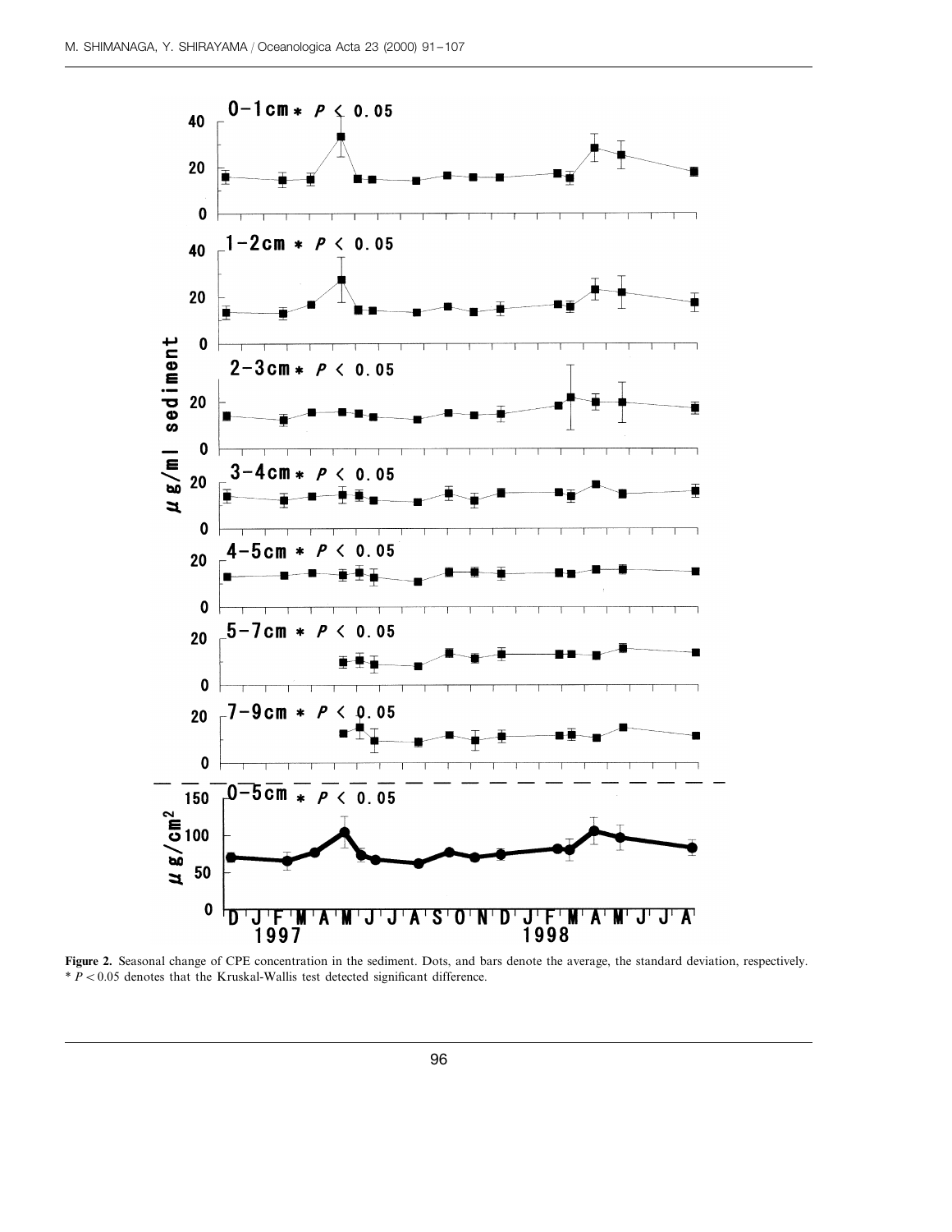**Figure 2.** Seasonal change of CPE concentration in the sediment. Dots, and bars denote the average, the standard deviation, respectively. * $P < 0.05$ denotes that the Kruskal-Wallis test detected significant difference.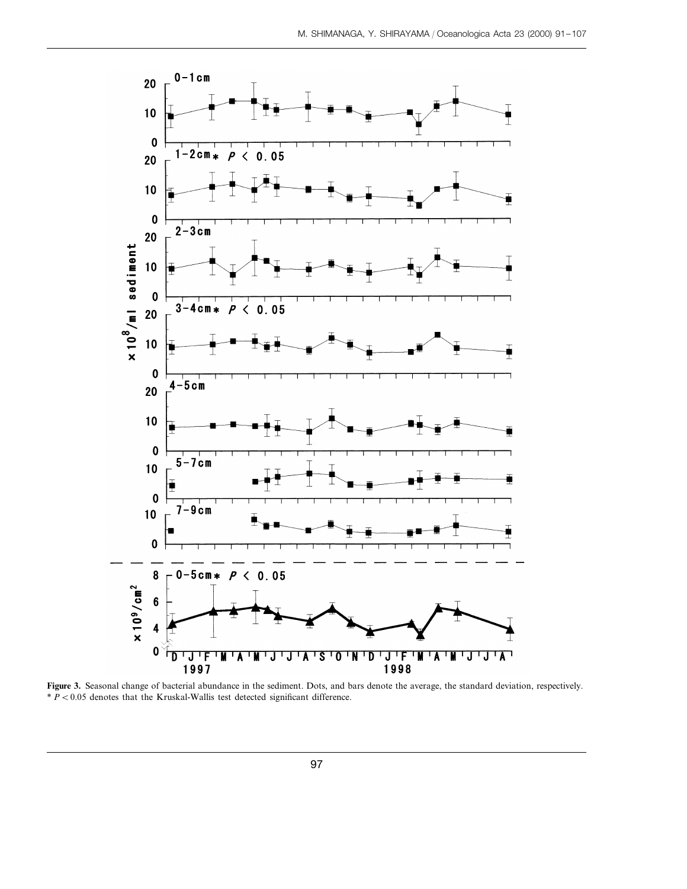**Figure 3.** Seasonal change of bacterial abundance in the sediment. Dots, and bars denote the average, the standard deviation, respectively. * $P < 0.05$ denotes that the Kruskal-Wallis test detected significant difference.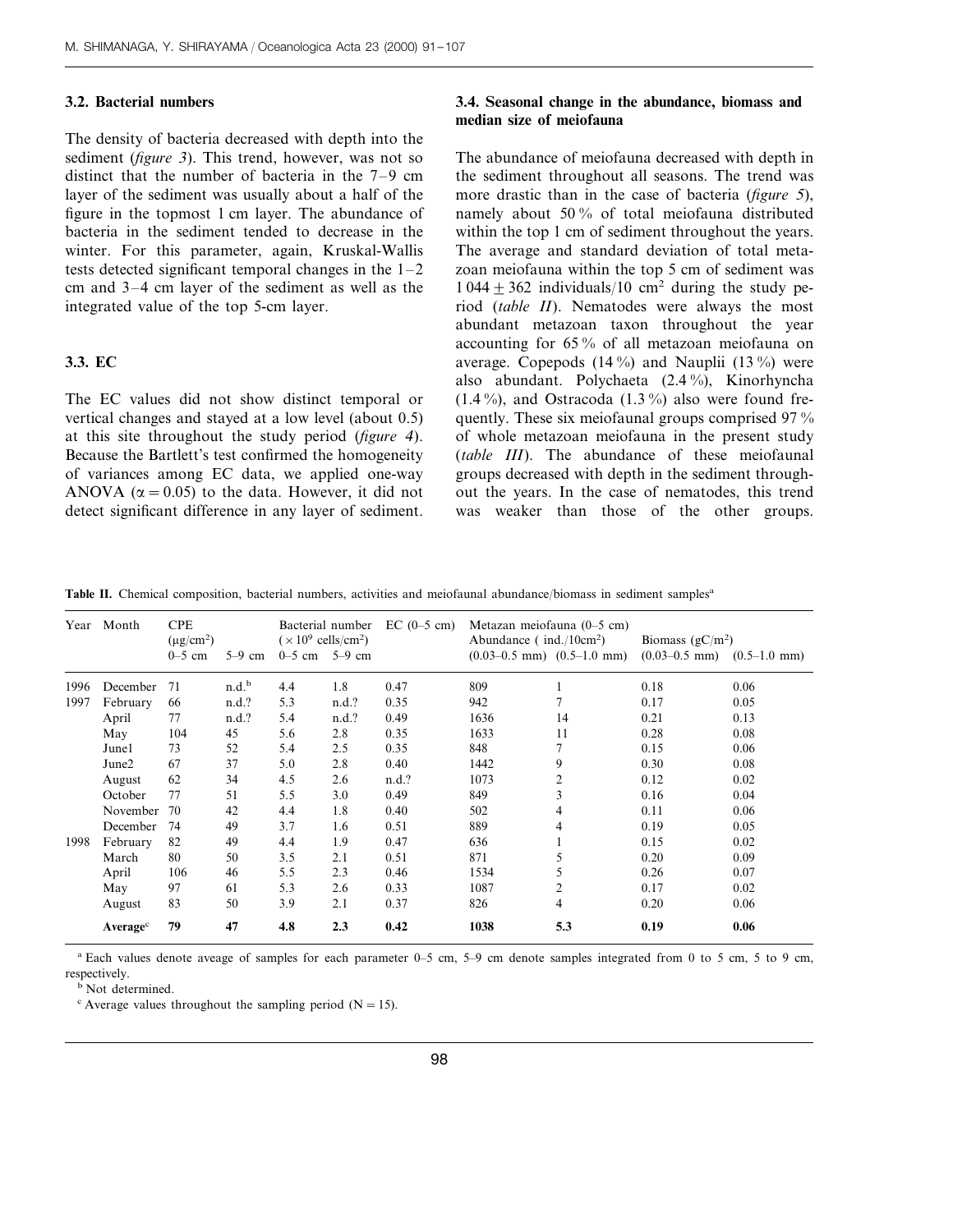### 3.2. Bacterial numbers

The density of bacteria decreased with depth into the sediment (*figure 3*). This trend, however, was not so distinct that the number of bacteria in the 7–9 cm layer of the sediment was usually about a half of the figure in the topmost 1 cm layer. The abundance of bacteria in the sediment tended to decrease in the winter. For this parameter, again, Kruskal-Wallis tests detected significant temporal changes in the 1–2 cm and 3–4 cm layer of the sediment as well as the integrated value of the top 5-cm layer.

### 3.3. EC

The EC values did not show distinct temporal or vertical changes and stayed at a low level (about 0.5) at this site throughout the study period (*figure 4*). Because the Bartlett's test confirmed the homogeneity of variances among EC data, we applied one-way ANOVA ($\alpha = 0.05$) to the data. However, it did not detect significant difference in any layer of sediment.

### 3.4. Seasonal change in the abundance, biomass and median size of meiofauna

The abundance of meiofauna decreased with depth in the sediment throughout all seasons. The trend was more drastic than in the case of bacteria (*figure 5*), namely about 50 % of total meiofauna distributed within the top 1 cm of sediment throughout the years. The average and standard deviation of total metazoan meiofauna within the top 5 cm of sediment was $1\,044 \pm 362$ individuals/10 cm$^2$ during the study period (*table II*). Nematodes were always the most abundant metazoan taxon throughout the year accounting for 65 % of all metazoan meiofauna on average. Copepods (14 %) and Nauplii (13 %) were also abundant. Polychaeta (2.4 %), Kinorhyncha (1.4 %), and Ostracoda (1.3 %) also were found frequently. These six meiofaunal groups comprised 97 % of whole metazoan meiofauna in the present study (*table III*). The abundance of these meiofaunal groups decreased with depth in the sediment throughout the years. In the case of nematodes, this trend was weaker than those of the other groups.

**Table II.** Chemical composition, bacterial numbers, activities and meiofaunal abundance/biomass in sediment samples[a]

| Year | Month | CPE (μg/cm$^2$) | | Bacterial number ($\times 10^9$ cells/cm$^2$) | | EC (0–5 cm) | Metazan meiofauna (0–5 cm) Abundance ( ind./10cm$^2$) | | Biomass (gC/m$^2$) | |
|---|---|---|---|---|---|---|---|---|---|---|
| | | 0–5 cm | 5–9 cm | 0–5 cm | 5–9 cm | | (0.03–0.5 mm) | (0.5–1.0 mm) | (0.03–0.5 mm) | (0.5–1.0 mm) |
| 1996 | December | 71 | n.d.[b] | 4.4 | 1.8 | 0.47 | 809 | 1 | 0.18 | 0.06 |
| 1997 | February | 66 | n.d.? | 5.3 | n.d.? | 0.35 | 942 | 7 | 0.17 | 0.05 |
| | April | 77 | n.d.? | 5.4 | n.d.? | 0.49 | 1636 | 14 | 0.21 | 0.13 |
| | May | 104 | 45 | 5.6 | 2.8 | 0.35 | 1633 | 11 | 0.28 | 0.08 |
| | June1 | 73 | 52 | 5.4 | 2.5 | 0.35 | 848 | 7 | 0.15 | 0.06 |
| | June2 | 67 | 37 | 5.0 | 2.8 | 0.40 | 1442 | 9 | 0.30 | 0.08 |
| | August | 62 | 34 | 4.5 | 2.6 | n.d.? | 1073 | 2 | 0.12 | 0.02 |
| | October | 77 | 51 | 5.5 | 3.0 | 0.49 | 849 | 3 | 0.16 | 0.04 |
| | November | 70 | 42 | 4.4 | 1.8 | 0.40 | 502 | 4 | 0.11 | 0.06 |
| | December | 74 | 49 | 3.7 | 1.6 | 0.51 | 889 | 4 | 0.19 | 0.05 |
| 1998 | February | 82 | 49 | 4.4 | 1.9 | 0.47 | 636 | 1 | 0.15 | 0.02 |
| | March | 80 | 50 | 3.5 | 2.1 | 0.51 | 871 | 5 | 0.20 | 0.09 |
| | April | 106 | 46 | 5.5 | 2.3 | 0.46 | 1534 | 5 | 0.26 | 0.07 |
| | May | 97 | 61 | 5.3 | 2.6 | 0.33 | 1087 | 2 | 0.17 | 0.02 |
| | August | 83 | 50 | 3.9 | 2.1 | 0.37 | 826 | 4 | 0.20 | 0.06 |
| | **Average**[c] | **79** | **47** | **4.8** | **2.3** | **0.42** | **1038** | **5.3** | **0.19** | **0.06** |

[a] Each values denote aveage of samples for each parameter 0–5 cm, 5–9 cm denote samples integrated from 0 to 5 cm, 5 to 9 cm, respectively.

[b] Not determined.

[c] Average values throughout the sampling period (N = 15).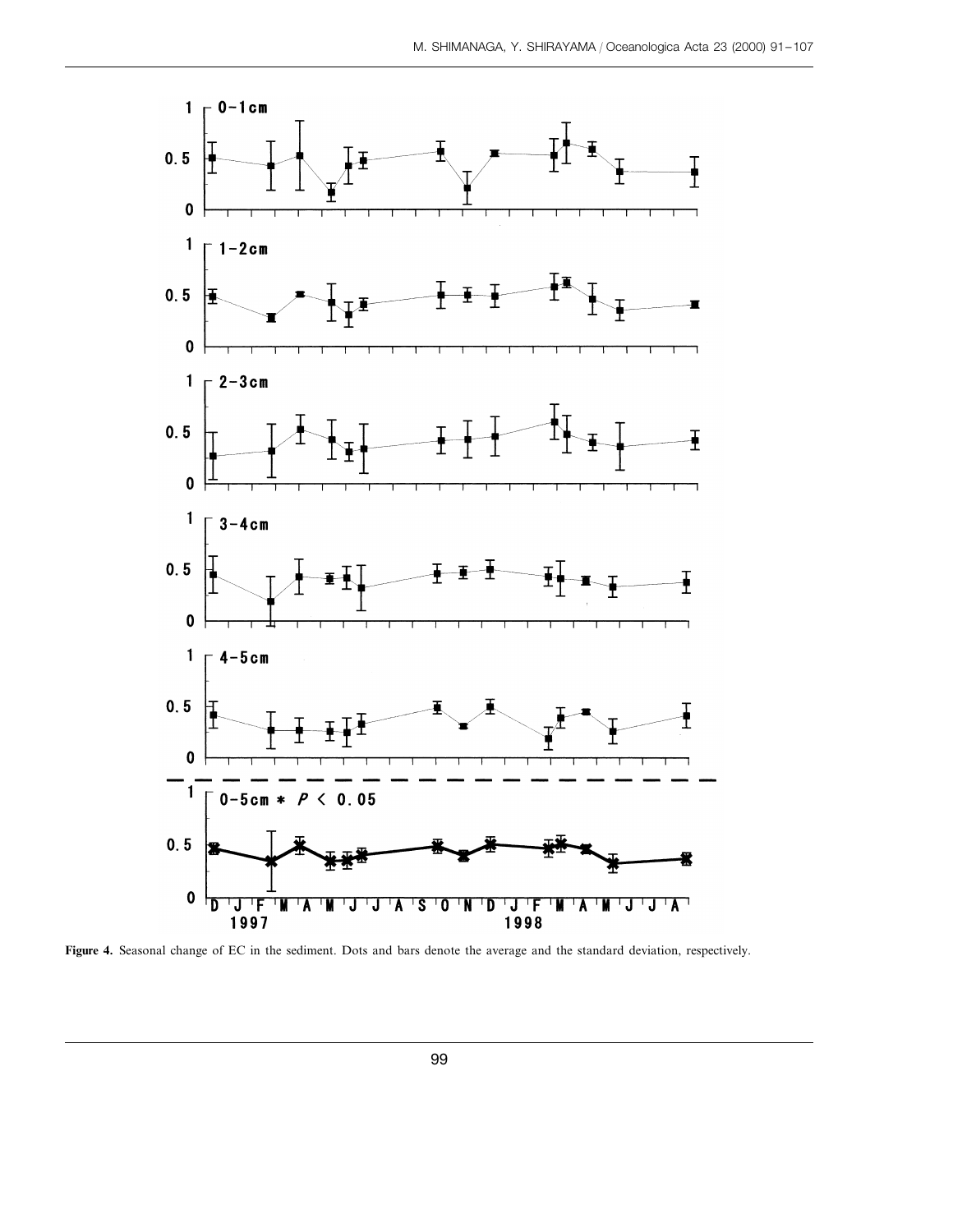**Figure 4.** Seasonal change of EC in the sediment. Dots and bars denote the average and the standard deviation, respectively.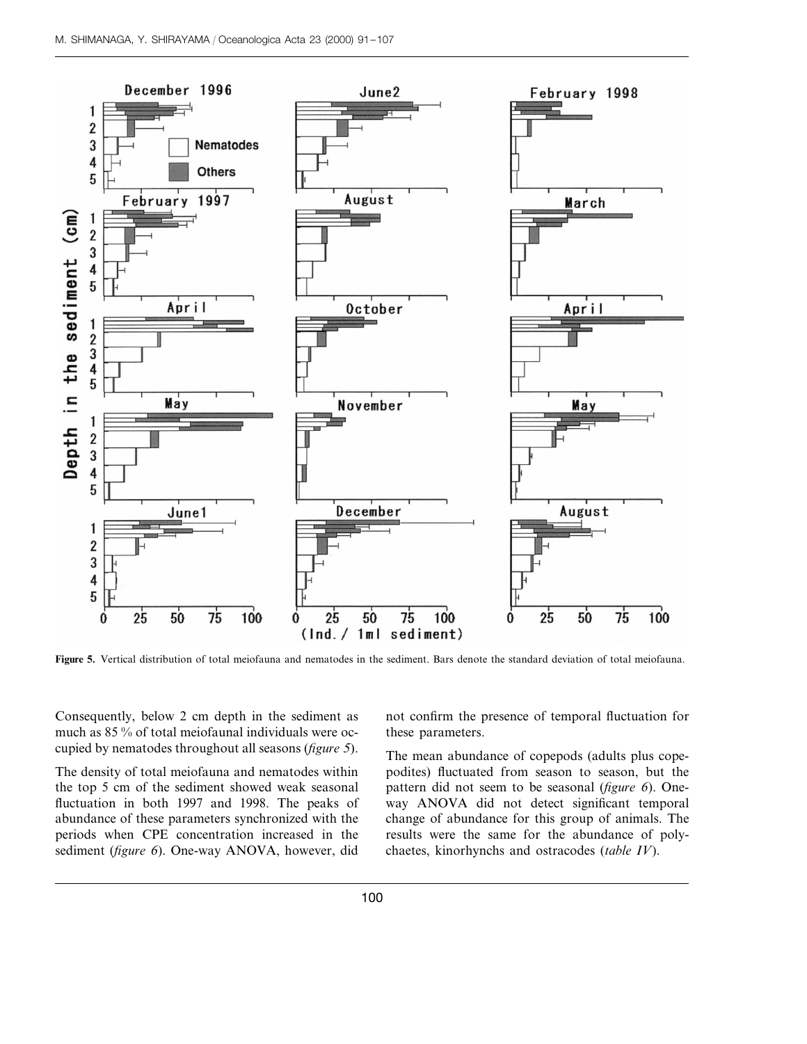Figure 5. Vertical distribution of total meiofauna and nematodes in the sediment. Bars denote the standard deviation of total meiofauna.

Consequently, below 2 cm depth in the sediment as much as 85 % of total meiofaunal individuals were occupied by nematodes throughout all seasons (*figure 5*).

The density of total meiofauna and nematodes within the top 5 cm of the sediment showed weak seasonal fluctuation in both 1997 and 1998. The peaks of abundance of these parameters synchronized with the periods when CPE concentration increased in the sediment (*figure 6*). One-way ANOVA, however, did not confirm the presence of temporal fluctuation for these parameters.

The mean abundance of copepods (adults plus copepodites) fluctuated from season to season, but the pattern did not seem to be seasonal (*figure 6*). One-way ANOVA did not detect significant temporal change of abundance for this group of animals. The results were the same for the abundance of polychaetes, kinorhynchs and ostracodes (*table IV*).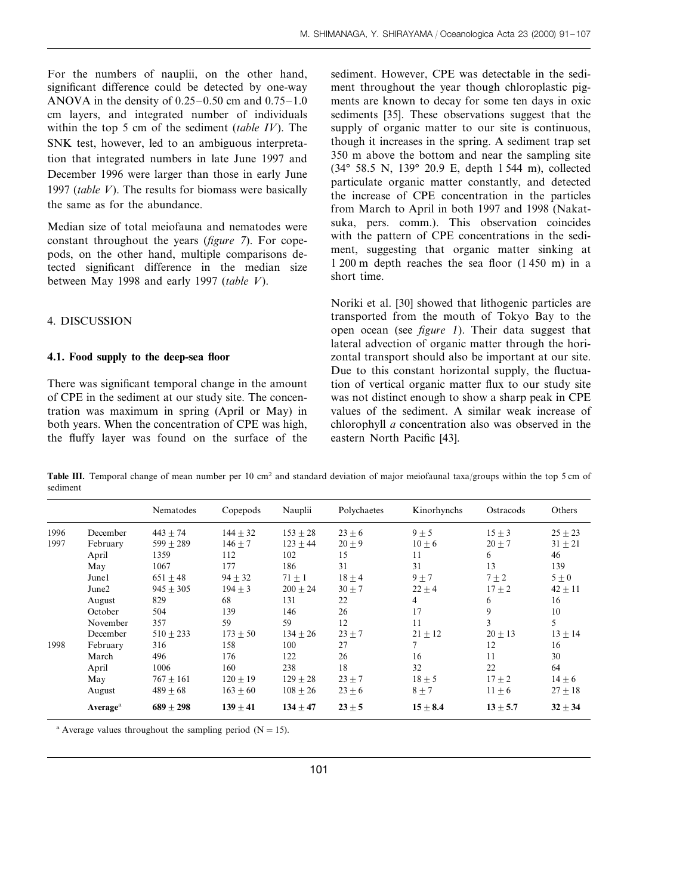For the numbers of nauplii, on the other hand, significant difference could be detected by one-way ANOVA in the density of 0.25–0.50 cm and 0.75–1.0 cm layers, and integrated number of individuals within the top 5 cm of the sediment (*table IV*). The SNK test, however, led to an ambiguous interpretation that integrated numbers in late June 1997 and December 1996 were larger than those in early June 1997 (*table V*). The results for biomass were basically the same as for the abundance.

Median size of total meiofauna and nematodes were constant throughout the years (*figure 7*). For copepods, on the other hand, multiple comparisons detected significant difference in the median size between May 1998 and early 1997 (*table V*).

## 4. DISCUSSION

### 4.1. Food supply to the deep-sea floor

There was significant temporal change in the amount of CPE in the sediment at our study site. The concentration was maximum in spring (April or May) in both years. When the concentration of CPE was high, the fluffy layer was found on the surface of the sediment. However, CPE was detectable in the sediment throughout the year though chloroplastic pigments are known to decay for some ten days in oxic sediments [35]. These observations suggest that the supply of organic matter to our site is continuous, though it increases in the spring. A sediment trap set 350 m above the bottom and near the sampling site (34° 58.5 N, 139° 20.9 E, depth 1 544 m), collected particulate organic matter constantly, and detected the increase of CPE concentration in the particles from March to April in both 1997 and 1998 (Nakatsuka, pers. comm.). This observation coincides with the pattern of CPE concentrations in the sediment, suggesting that organic matter sinking at 1 200 m depth reaches the sea floor (1 450 m) in a short time.

Noriki et al. [30] showed that lithogenic particles are transported from the mouth of Tokyo Bay to the open ocean (see *figure 1*). Their data suggest that lateral advection of organic matter through the horizontal transport should also be important at our site. Due to this constant horizontal supply, the fluctuation of vertical organic matter flux to our study site was not distinct enough to show a sharp peak in CPE values of the sediment. A similar weak increase of chlorophyll *a* concentration also was observed in the eastern North Pacific [43].

**Table III.** Temporal change of mean number per 10 $cm^2$ and standard deviation of major meiofaunal taxa/groups within the top 5 cm of sediment

| | | Nematodes | Copepods | Nauplii | Polychaetes | Kinorhynchs | Ostracods | Others |
|---|---|---|---|---|---|---|---|---|
| 1996 | December | 443 ± 74 | 144 ± 32 | 153 ± 28 | 23 ± 6 | 9 ± 5 | 15 ± 3 | 25 ± 23 |
| 1997 | February | 599 ± 289 | 146 ± 7 | 123 ± 44 | 20 ± 9 | 10 ± 6 | 20 ± 7 | 31 ± 21 |
| | April | 1359 | 112 | 102 | 15 | 11 | 6 | 46 |
| | May | 1067 | 177 | 186 | 31 | 31 | 13 | 139 |
| | June1 | 651 ± 48 | 94 ± 32 | 71 ± 1 | 18 ± 4 | 9 ± 7 | 7 ± 2 | 5 ± 0 |
| | June2 | 945 ± 305 | 194 ± 3 | 200 ± 24 | 30 ± 7 | 22 ± 4 | 17 ± 2 | 42 ± 11 |
| | August | 829 | 68 | 131 | 22 | 4 | 6 | 16 |
| | October | 504 | 139 | 146 | 26 | 17 | 9 | 10 |
| | November | 357 | 59 | 59 | 12 | 11 | 3 | 5 |
| | December | 510 ± 233 | 173 ± 50 | 134 ± 26 | 23 ± 7 | 21 ± 12 | 20 ± 13 | 13 ± 14 |
| 1998 | February | 316 | 158 | 100 | 27 | 7 | 12 | 16 |
| | March | 496 | 176 | 122 | 26 | 16 | 11 | 30 |
| | April | 1006 | 160 | 238 | 18 | 32 | 22 | 64 |
| | May | 767 ± 161 | 120 ± 19 | 129 ± 28 | 23 ± 7 | 18 ± 5 | 17 ± 2 | 14 ± 6 |
| | August | 489 ± 68 | 163 ± 60 | 108 ± 26 | 23 ± 6 | 8 ± 7 | 11 ± 6 | 27 ± 18 |
| | **Average**[a] | **689 ± 298** | **139 ± 41** | **134 ± 47** | **23 ± 5** | **15 ± 8.4** | **13 ± 5.7** | **32 ± 34** |

[a] Average values throughout the sampling period (N = 15).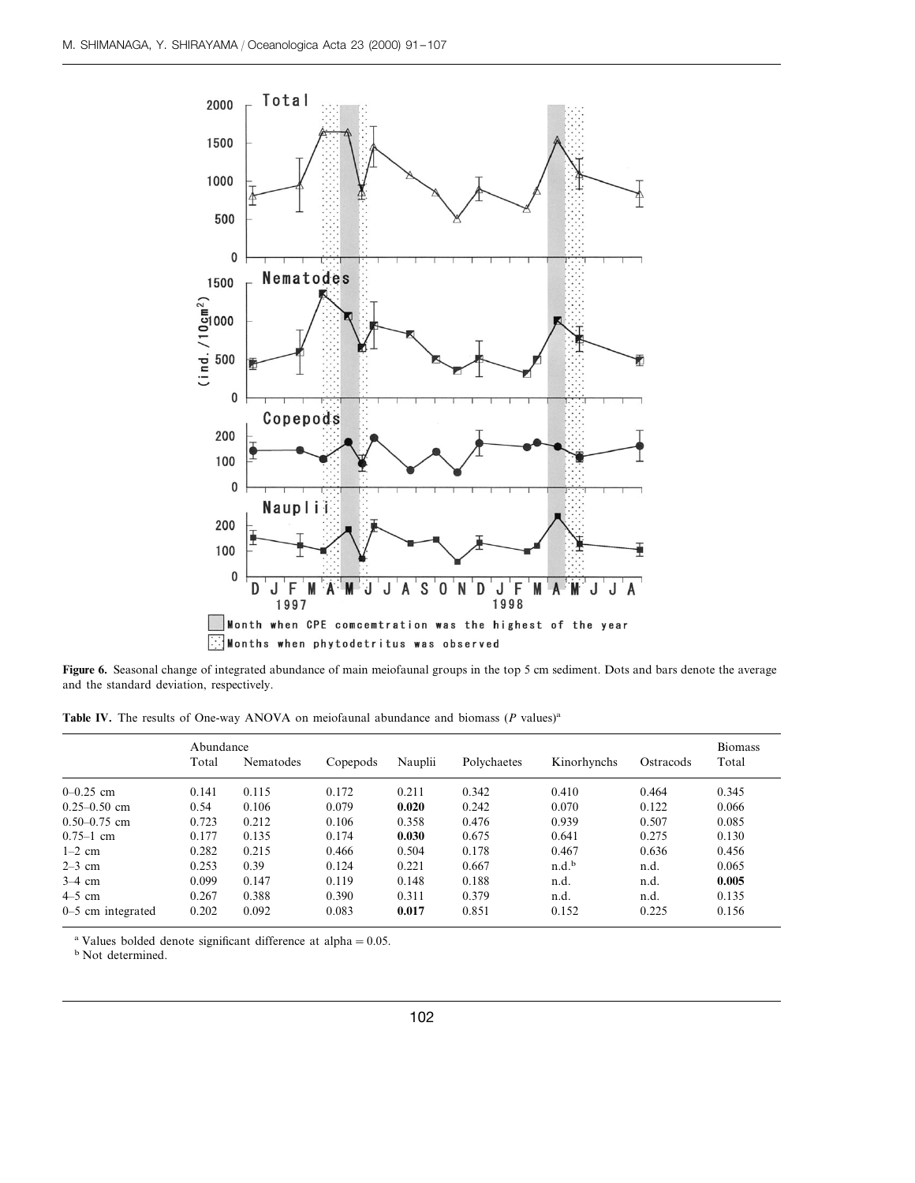**Figure 6.** Seasonal change of integrated abundance of main meiofaunal groups in the top 5 cm sediment. Dots and bars denote the average and the standard deviation, respectively.

**Table IV.** The results of One-way ANOVA on meiofaunal abundance and biomass (*P* values)[a]

| | Abundance | | | | | | | Biomass |
|---|---|---|---|---|---|---|---|---|
| | Total | Nematodes | Copepods | Nauplii | Polychaetes | Kinorhynchs | Ostracods | Total |
| 0–0.25 cm | 0.141 | 0.115 | 0.172 | 0.211 | 0.342 | 0.410 | 0.464 | 0.345 |
| 0.25–0.50 cm | 0.54 | 0.106 | 0.079 | **0.020** | 0.242 | 0.070 | 0.122 | 0.066 |
| 0.50–0.75 cm | 0.723 | 0.212 | 0.106 | 0.358 | 0.476 | 0.939 | 0.507 | 0.085 |
| 0.75–1 cm | 0.177 | 0.135 | 0.174 | **0.030** | 0.675 | 0.641 | 0.275 | 0.130 |
| 1–2 cm | 0.282 | 0.215 | 0.466 | 0.504 | 0.178 | 0.467 | 0.636 | 0.456 |
| 2–3 cm | 0.253 | 0.39 | 0.124 | 0.221 | 0.667 | n.d.[b] | n.d. | 0.065 |
| 3–4 cm | 0.099 | 0.147 | 0.119 | 0.148 | 0.188 | n.d. | n.d. | **0.005** |
| 4–5 cm | 0.267 | 0.388 | 0.390 | 0.311 | 0.379 | n.d. | n.d. | 0.135 |
| 0–5 cm integrated | 0.202 | 0.092 | 0.083 | **0.017** | 0.851 | 0.152 | 0.225 | 0.156 |

[a] Values bolded denote significant difference at alpha = 0.05.

[b] Not determined.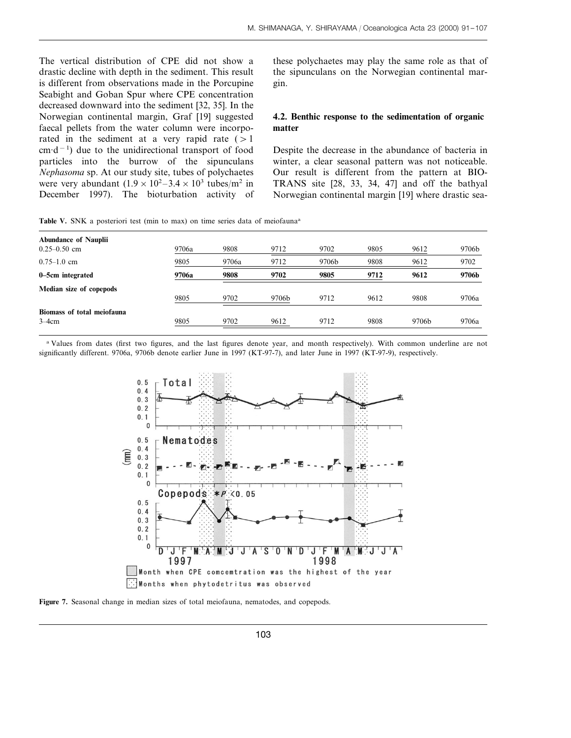The vertical distribution of CPE did not show a drastic decline with depth in the sediment. This result is different from observations made in the Porcupine Seabight and Goban Spur where CPE concentration decreased downward into the sediment [32, 35]. In the Norwegian continental margin, Graf [19] suggested faecal pellets from the water column were incorporated in the sediment at a very rapid rate ($>1$ $cm \cdot d^{-1}$) due to the unidirectional transport of food particles into the burrow of the sipunculans *Nephasoma* sp. At our study site, tubes of polychaetes were very abundant ($1.9 \times 10^2$–$3.4 \times 10^3$ tubes/$m^2$ in December 1997). The bioturbation activity of these polychaetes may play the same role as that of the sipunculans on the Norwegian continental margin.

### 4.2. Benthic response to the sedimentation of organic matter

Despite the decrease in the abundance of bacteria in winter, a clear seasonal pattern was not noticeable. Our result is different from the pattern at BIOTRANS site [28, 33, 34, 47] and off the bathyal Norwegian continental margin [19] where drastic sea-

**Table V.** SNK a posteriori test (min to max) on time series data of meiofauna[a]

| | | | | | | | |
|---|---|---|---|---|---|---|---|
| **Abundance of Nauplii** | | | | | | | |
| 0.25–0.50 cm | 9706a | 9808 | 9712 | 9702 | 9805 | 9612 | 9706b |
| 0.75–1.0 cm | 9805 | 9706a | 9712 | 9706b | 9808 | 9612 | 9702 |
| **0–5cm integrated** | **9706a** | **9808** | **9702** | **9805** | **9712** | **9612** | **9706b** |
| **Median size of copepods** | | | | | | | |
| | 9805 | 9702 | 9706b | 9712 | 9612 | 9808 | 9706a |
| **Biomass of total meiofauna** | | | | | | | |
| 3–4cm | 9805 | 9702 | 9612 | 9712 | 9808 | 9706b | 9706a |

[a] Values from dates (first two figures, and the last figures denote year, and month respectively). With common underline are not significantly different. 9706a, 9706b denote earlier June in 1997 (KT-97-7), and later June in 1997 (KT-97-9), respectively.

**Figure 7.** Seasonal change in median sizes of total meiofauna, nematodes, and copepods.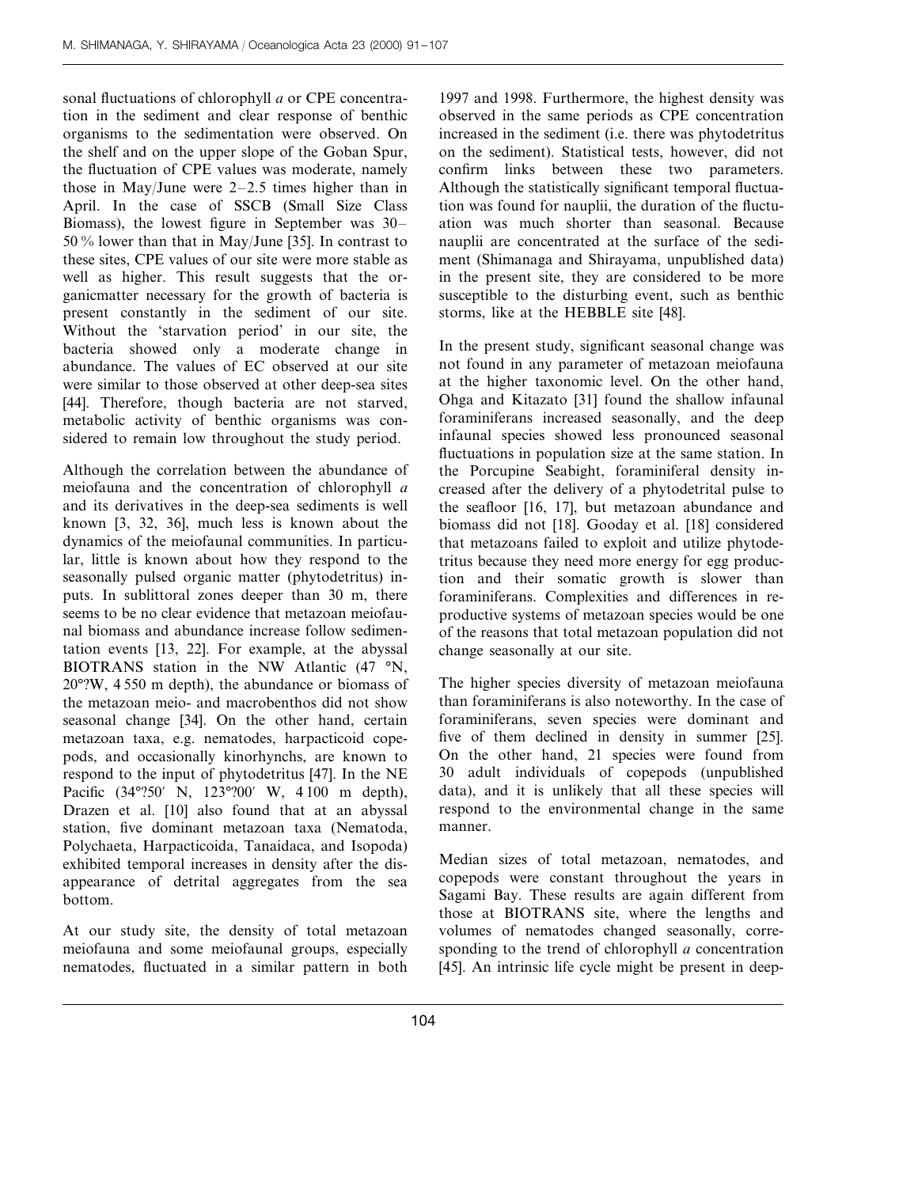sonal fluctuations of chlorophyll *a* or CPE concentration in the sediment and clear response of benthic organisms to the sedimentation were observed. On the shelf and on the upper slope of the Goban Spur, the fluctuation of CPE values was moderate, namely those in May/June were 2–2.5 times higher than in April. In the case of SSCB (Small Size Class Biomass), the lowest figure in September was 30–50 % lower than that in May/June [35]. In contrast to these sites, CPE values of our site were more stable as well as higher. This result suggests that the organicmatter necessary for the growth of bacteria is present constantly in the sediment of our site. Without the 'starvation period' in our site, the bacteria showed only a moderate change in abundance. The values of EC observed at our site were similar to those observed at other deep-sea sites [44]. Therefore, though bacteria are not starved, metabolic activity of benthic organisms was considered to remain low throughout the study period.

Although the correlation between the abundance of meiofauna and the concentration of chlorophyll *a* and its derivatives in the deep-sea sediments is well known [3, 32, 36], much less is known about the dynamics of the meiofaunal communities. In particular, little is known about how they respond to the seasonally pulsed organic matter (phytodetritus) inputs. In sublittoral zones deeper than 30 m, there seems to be no clear evidence that metazoan meiofaunal biomass and abundance increase follow sedimentation events [13, 22]. For example, at the abyssal BIOTRANS station in the NW Atlantic (47 °N, 20°?W, 4 550 m depth), the abundance or biomass of the metazoan meio- and macrobenthos did not show seasonal change [34]. On the other hand, certain metazoan taxa, e.g. nematodes, harpacticoid copepods, and occasionally kinorhynchs, are known to respond to the input of phytodetritus [47]. In the NE Pacific (34°?50′ N, 123°?00′ W, 4 100 m depth), Drazen et al. [10] also found that at an abyssal station, five dominant metazoan taxa (Nematoda, Polychaeta, Harpacticoida, Tanaidaca, and Isopoda) exhibited temporal increases in density after the disappearance of detrital aggregates from the sea bottom.

At our study site, the density of total metazoan meiofauna and some meiofaunal groups, especially nematodes, fluctuated in a similar pattern in both 1997 and 1998. Furthermore, the highest density was observed in the same periods as CPE concentration increased in the sediment (i.e. there was phytodetritus on the sediment). Statistical tests, however, did not confirm links between these two parameters. Although the statistically significant temporal fluctuation was found for nauplii, the duration of the fluctuation was much shorter than seasonal. Because nauplii are concentrated at the surface of the sediment (Shimanaga and Shirayama, unpublished data) in the present site, they are considered to be more susceptible to the disturbing event, such as benthic storms, like at the HEBBLE site [48].

In the present study, significant seasonal change was not found in any parameter of metazoan meiofauna at the higher taxonomic level. On the other hand, Ohga and Kitazato [31] found the shallow infaunal foraminiferans increased seasonally, and the deep infaunal species showed less pronounced seasonal fluctuations in population size at the same station. In the Porcupine Seabight, foraminiferal density increased after the delivery of a phytodetrital pulse to the seafloor [16, 17], but metazoan abundance and biomass did not [18]. Gooday et al. [18] considered that metazoans failed to exploit and utilize phytodetritus because they need more energy for egg production and their somatic growth is slower than foraminiferans. Complexities and differences in reproductive systems of metazoan species would be one of the reasons that total metazoan population did not change seasonally at our site.

The higher species diversity of metazoan meiofauna than foraminiferans is also noteworthy. In the case of foraminiferans, seven species were dominant and five of them declined in density in summer [25]. On the other hand, 21 species were found from 30 adult individuals of copepods (unpublished data), and it is unlikely that all these species will respond to the environmental change in the same manner.

Median sizes of total metazoan, nematodes, and copepods were constant throughout the years in Sagami Bay. These results are again different from those at BIOTRANS site, where the lengths and volumes of nematodes changed seasonally, corresponding to the trend of chlorophyll *a* concentration [45]. An intrinsic life cycle might be present in deep-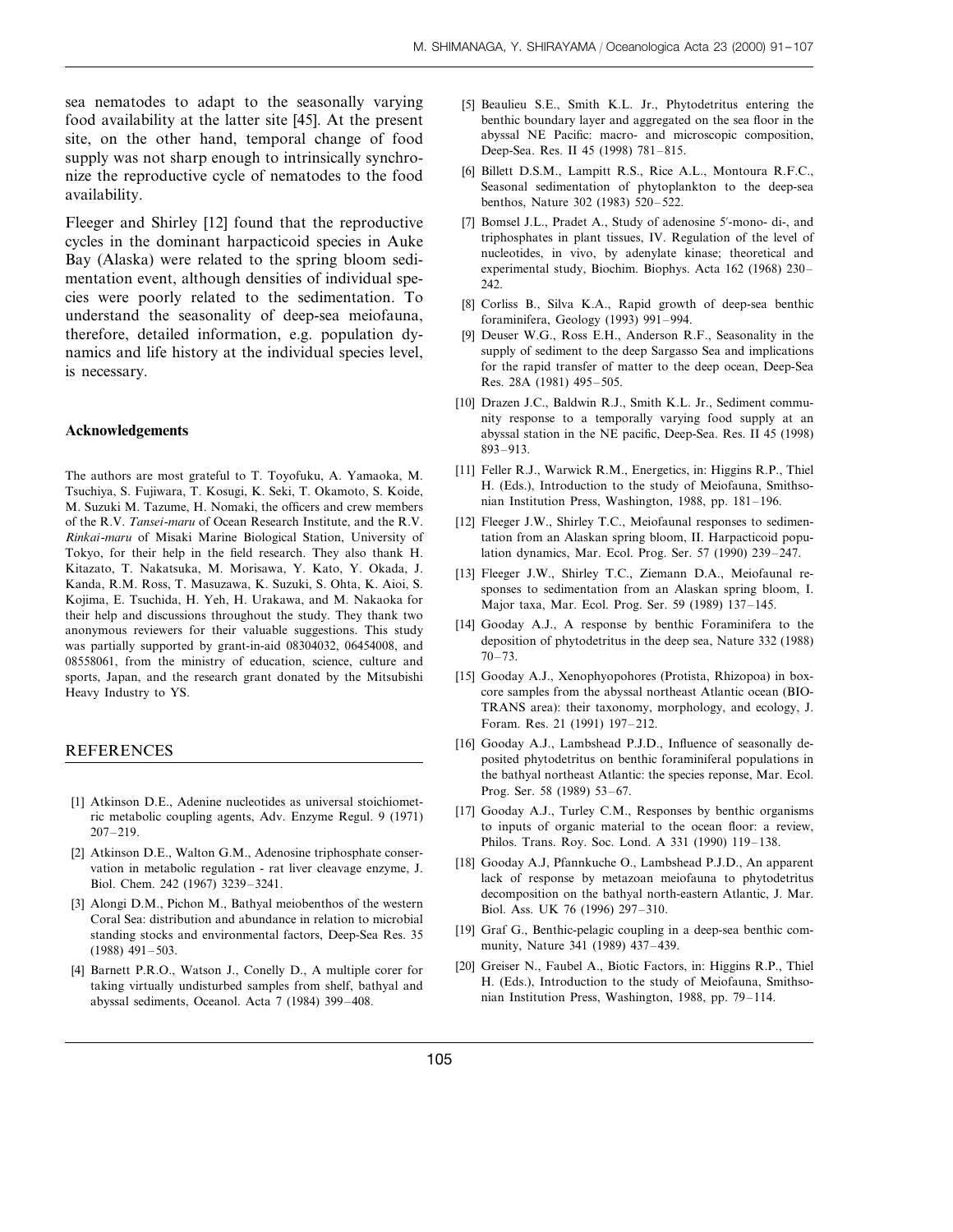sea nematodes to adapt to the seasonally varying food availability at the latter site [45]. At the present site, on the other hand, temporal change of food supply was not sharp enough to intrinsically synchronize the reproductive cycle of nematodes to the food availability.

Fleeger and Shirley [12] found that the reproductive cycles in the dominant harpacticoid species in Auke Bay (Alaska) were related to the spring bloom sedimentation event, although densities of individual species were poorly related to the sedimentation. To understand the seasonality of deep-sea meiofauna, therefore, detailed information, e.g. population dynamics and life history at the individual species level, is necessary.

### Acknowledgements

The authors are most grateful to T. Toyofuku, A. Yamaoka, M. Tsuchiya, S. Fujiwara, T. Kosugi, K. Seki, T. Okamoto, S. Koide, M. Suzuki M. Tazume, H. Nomaki, the officers and crew members of the R.V. *Tansei-maru* of Ocean Research Institute, and the R.V. *Rinkai-maru* of Misaki Marine Biological Station, University of Tokyo, for their help in the field research. They also thank H. Kitazato, T. Nakatsuka, M. Morisawa, Y. Kato, Y. Okada, J. Kanda, R.M. Ross, T. Masuzawa, K. Suzuki, S. Ohta, K. Aioi, S. Kojima, E. Tsuchida, H. Yeh, H. Urakawa, and M. Nakaoka for their help and discussions throughout the study. They thank two anonymous reviewers for their valuable suggestions. This study was partially supported by grant-in-aid 08304032, 06454008, and 08558061, from the ministry of education, science, culture and sports, Japan, and the research grant donated by the Mitsubishi Heavy Industry to YS.

## REFERENCES

[1] Atkinson D.E., Adenine nucleotides as universal stoichiometric metabolic coupling agents, Adv. Enzyme Regul. 9 (1971) 207–219.

[2] Atkinson D.E., Walton G.M., Adenosine triphosphate conservation in metabolic regulation - rat liver cleavage enzyme, J. Biol. Chem. 242 (1967) 3239–3241.

[3] Alongi D.M., Pichon M., Bathyal meiobenthos of the western Coral Sea: distribution and abundance in relation to microbial standing stocks and environmental factors, Deep-Sea Res. 35 (1988) 491–503.

[4] Barnett P.R.O., Watson J., Conelly D., A multiple corer for taking virtually undisturbed samples from shelf, bathyal and abyssal sediments, Oceanol. Acta 7 (1984) 399–408.

[5] Beaulieu S.E., Smith K.L. Jr., Phytodetritus entering the benthic boundary layer and aggregated on the sea floor in the abyssal NE Pacific: macro- and microscopic composition, Deep-Sea. Res. II 45 (1998) 781–815.

[6] Billett D.S.M., Lampitt R.S., Rice A.L., Montoura R.F.C., Seasonal sedimentation of phytoplankton to the deep-sea benthos, Nature 302 (1983) 520–522.

[7] Bomsel J.L., Pradet A., Study of adenosine 5′-mono- di-, and triphosphates in plant tissues, IV. Regulation of the level of nucleotides, in vivo, by adenylate kinase; theoretical and experimental study, Biochim. Biophys. Acta 162 (1968) 230–242.

[8] Corliss B., Silva K.A., Rapid growth of deep-sea benthic foraminifera, Geology (1993) 991–994.

[9] Deuser W.G., Ross E.H., Anderson R.F., Seasonality in the supply of sediment to the deep Sargasso Sea and implications for the rapid transfer of matter to the deep ocean, Deep-Sea Res. 28A (1981) 495–505.

[10] Drazen J.C., Baldwin R.J., Smith K.L. Jr., Sediment community response to a temporally varying food supply at an abyssal station in the NE pacific, Deep-Sea. Res. II 45 (1998) 893–913.

[11] Feller R.J., Warwick R.M., Energetics, in: Higgins R.P., Thiel H. (Eds.), Introduction to the study of Meiofauna, Smithsonian Institution Press, Washington, 1988, pp. 181–196.

[12] Fleeger J.W., Shirley T.C., Meiofaunal responses to sedimentation from an Alaskan spring bloom, II. Harpacticoid population dynamics, Mar. Ecol. Prog. Ser. 57 (1990) 239–247.

[13] Fleeger J.W., Shirley T.C., Ziemann D.A., Meiofaunal responses to sedimentation from an Alaskan spring bloom, I. Major taxa, Mar. Ecol. Prog. Ser. 59 (1989) 137–145.

[14] Gooday A.J., A response by benthic Foraminifera to the deposition of phytodetritus in the deep sea, Nature 332 (1988) 70–73.

[15] Gooday A.J., Xenophyopohores (Protista, Rhizopoa) in box-core samples from the abyssal northeast Atlantic ocean (BIOTRANS area): their taxonomy, morphology, and ecology, J. Foram. Res. 21 (1991) 197–212.

[16] Gooday A.J., Lambshead P.J.D., Influence of seasonally deposited phytodetritus on benthic foraminiferal populations in the bathyal northeast Atlantic: the species reponse, Mar. Ecol. Prog. Ser. 58 (1989) 53–67.

[17] Gooday A.J., Turley C.M., Responses by benthic organisms to inputs of organic material to the ocean floor: a review, Philos. Trans. Roy. Soc. Lond. A 331 (1990) 119–138.

[18] Gooday A.J, Pfannkuche O., Lambshead P.J.D., An apparent lack of response by metazoan meiofauna to phytodetritus decomposition on the bathyal north-eastern Atlantic, J. Mar. Biol. Ass. UK 76 (1996) 297–310.

[19] Graf G., Benthic-pelagic coupling in a deep-sea benthic community, Nature 341 (1989) 437–439.

[20] Greiser N., Faubel A., Biotic Factors, in: Higgins R.P., Thiel H. (Eds.), Introduction to the study of Meiofauna, Smithsonian Institution Press, Washington, 1988, pp. 79–114.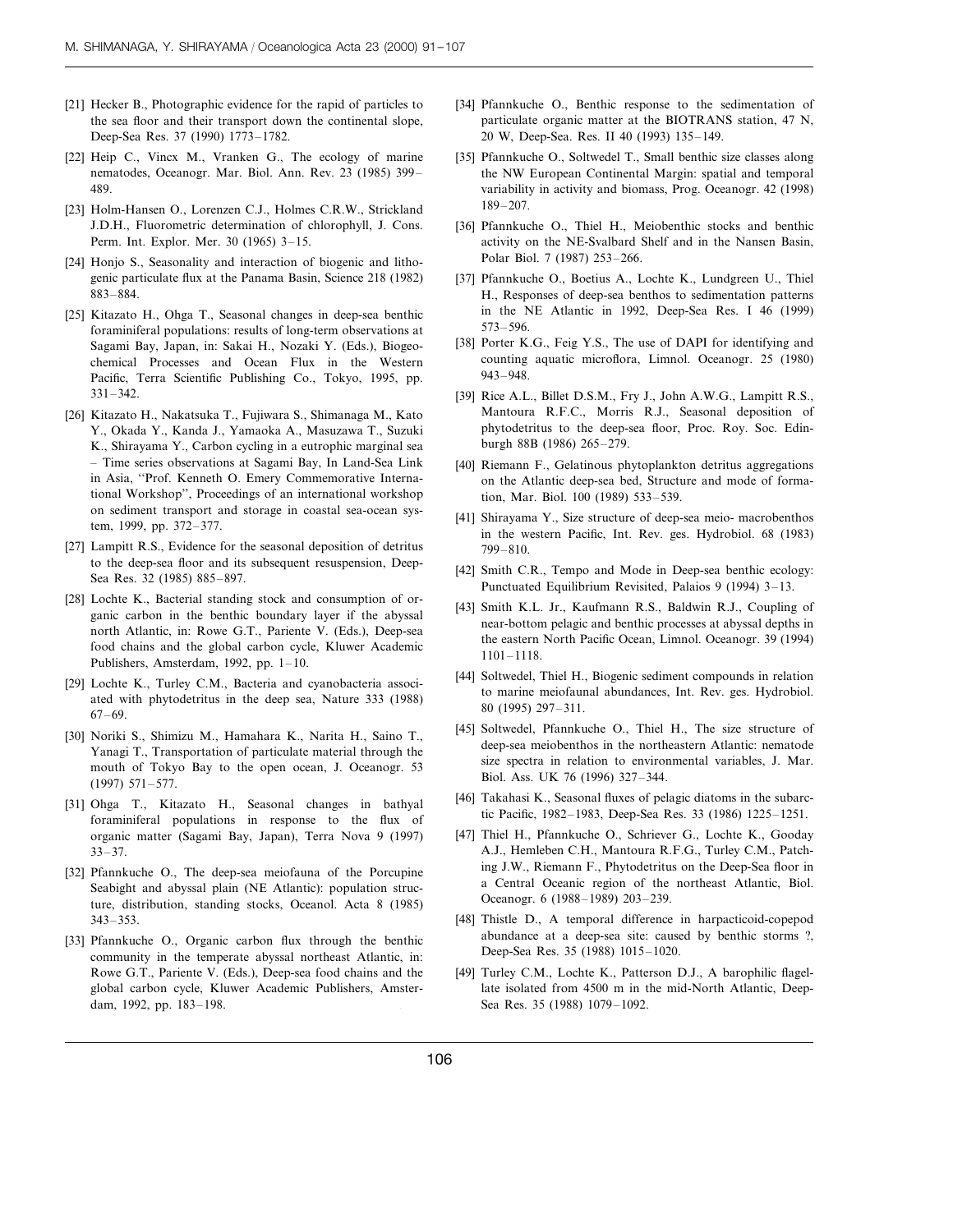[21] Hecker B., Photographic evidence for the rapid of particles to the sea floor and their transport down the continental slope, Deep-Sea Res. 37 (1990) 1773–1782.

[22] Heip C., Vincx M., Vranken G., The ecology of marine nematodes, Oceanogr. Mar. Biol. Ann. Rev. 23 (1985) 399–489.

[23] Holm-Hansen O., Lorenzen C.J., Holmes C.R.W., Strickland J.D.H., Fluorometric determination of chlorophyll, J. Cons. Perm. Int. Explor. Mer. 30 (1965) 3–15.

[24] Honjo S., Seasonality and interaction of biogenic and lithogenic particulate flux at the Panama Basin, Science 218 (1982) 883–884.

[25] Kitazato H., Ohga T., Seasonal changes in deep-sea benthic foraminiferal populations: results of long-term observations at Sagami Bay, Japan, in: Sakai H., Nozaki Y. (Eds.), Biogeochemical Processes and Ocean Flux in the Western Pacific, Terra Scientific Publishing Co., Tokyo, 1995, pp. 331–342.

[26] Kitazato H., Nakatsuka T., Fujiwara S., Shimanaga M., Kato Y., Okada Y., Kanda J., Yamaoka A., Masuzawa T., Suzuki K., Shirayama Y., Carbon cycling in a eutrophic marginal sea – Time series observations at Sagami Bay, In Land-Sea Link in Asia, "Prof. Kenneth O. Emery Commemorative International Workshop", Proceedings of an international workshop on sediment transport and storage in coastal sea-ocean system, 1999, pp. 372–377.

[27] Lampitt R.S., Evidence for the seasonal deposition of detritus to the deep-sea floor and its subsequent resuspension, Deep-Sea Res. 32 (1985) 885–897.

[28] Lochte K., Bacterial standing stock and consumption of organic carbon in the benthic boundary layer if the abyssal north Atlantic, in: Rowe G.T., Pariente V. (Eds.), Deep-sea food chains and the global carbon cycle, Kluwer Academic Publishers, Amsterdam, 1992, pp. 1–10.

[29] Lochte K., Turley C.M., Bacteria and cyanobacteria associated with phytodetritus in the deep sea, Nature 333 (1988) 67–69.

[30] Noriki S., Shimizu M., Hamahara K., Narita H., Saino T., Yanagi T., Transportation of particulate material through the mouth of Tokyo Bay to the open ocean, J. Oceanogr. 53 (1997) 571–577.

[31] Ohga T., Kitazato H., Seasonal changes in bathyal foraminiferal populations in response to the flux of organic matter (Sagami Bay, Japan), Terra Nova 9 (1997) 33–37.

[32] Pfannkuche O., The deep-sea meiofauna of the Porcupine Seabight and abyssal plain (NE Atlantic): population structure, distribution, standing stocks, Oceanol. Acta 8 (1985) 343–353.

[33] Pfannkuche O., Organic carbon flux through the benthic community in the temperate abyssal northeast Atlantic, in: Rowe G.T., Pariente V. (Eds.), Deep-sea food chains and the global carbon cycle, Kluwer Academic Publishers, Amsterdam, 1992, pp. 183–198.

[34] Pfannkuche O., Benthic response to the sedimentation of particulate organic matter at the BIOTRANS station, 47 N, 20 W, Deep-Sea. Res. II 40 (1993) 135–149.

[35] Pfannkuche O., Soltwedel T., Small benthic size classes along the NW European Continental Margin: spatial and temporal variability in activity and biomass, Prog. Oceanogr. 42 (1998) 189–207.

[36] Pfannkuche O., Thiel H., Meiobenthic stocks and benthic activity on the NE-Svalbard Shelf and in the Nansen Basin, Polar Biol. 7 (1987) 253–266.

[37] Pfannkuche O., Boetius A., Lochte K., Lundgreen U., Thiel H., Responses of deep-sea benthos to sedimentation patterns in the NE Atlantic in 1992, Deep-Sea Res. I 46 (1999) 573–596.

[38] Porter K.G., Feig Y.S., The use of DAPI for identifying and counting aquatic microflora, Limnol. Oceanogr. 25 (1980) 943–948.

[39] Rice A.L., Billet D.S.M., Fry J., John A.W.G., Lampitt R.S., Mantoura R.F.C., Morris R.J., Seasonal deposition of phytodetritus to the deep-sea floor, Proc. Roy. Soc. Edinburgh 88B (1986) 265–279.

[40] Riemann F., Gelatinous phytoplankton detritus aggregations on the Atlantic deep-sea bed, Structure and mode of formation, Mar. Biol. 100 (1989) 533–539.

[41] Shirayama Y., Size structure of deep-sea meio- macrobenthos in the western Pacific, Int. Rev. ges. Hydrobiol. 68 (1983) 799–810.

[42] Smith C.R., Tempo and Mode in Deep-sea benthic ecology: Punctuated Equilibrium Revisited, Palaios 9 (1994) 3–13.

[43] Smith K.L. Jr., Kaufmann R.S., Baldwin R.J., Coupling of near-bottom pelagic and benthic processes at abyssal depths in the eastern North Pacific Ocean, Limnol. Oceanogr. 39 (1994) 1101–1118.

[44] Soltwedel, Thiel H., Biogenic sediment compounds in relation to marine meiofaunal abundances, Int. Rev. ges. Hydrobiol. 80 (1995) 297–311.

[45] Soltwedel, Pfannkuche O., Thiel H., The size structure of deep-sea meiobenthos in the northeastern Atlantic: nematode size spectra in relation to environmental variables, J. Mar. Biol. Ass. UK 76 (1996) 327–344.

[46] Takahasi K., Seasonal fluxes of pelagic diatoms in the subarctic Pacific, 1982–1983, Deep-Sea Res. 33 (1986) 1225–1251.

[47] Thiel H., Pfannkuche O., Schriever G., Lochte K., Gooday A.J., Hemleben C.H., Mantoura R.F.G., Turley C.M., Patching J.W., Riemann F., Phytodetritus on the Deep-Sea floor in a Central Oceanic region of the northeast Atlantic, Biol. Oceanogr. 6 (1988–1989) 203–239.

[48] Thistle D., A temporal difference in harpacticoid-copepod abundance at a deep-sea site: caused by benthic storms ?, Deep-Sea Res. 35 (1988) 1015–1020.

[49] Turley C.M., Lochte K., Patterson D.J., A barophilic flagellate isolated from 4500 m in the mid-North Atlantic, Deep-Sea Res. 35 (1988) 1079–1092.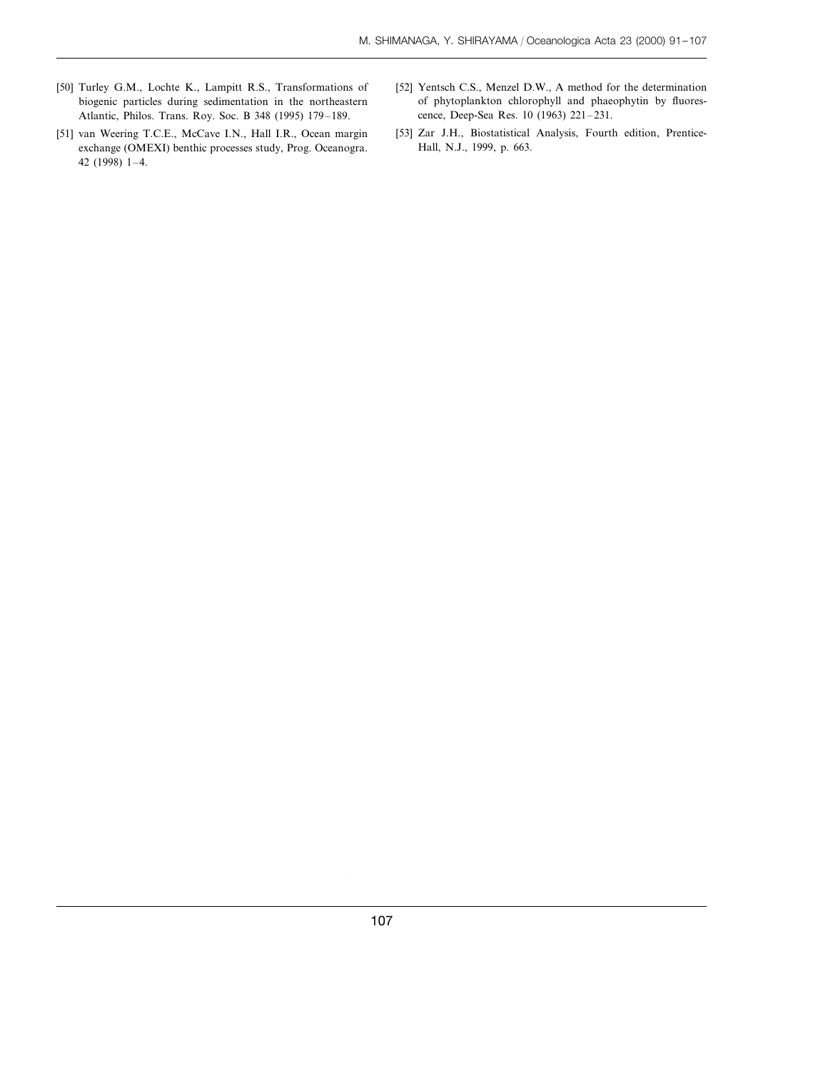[50] Turley G.M., Lochte K., Lampitt R.S., Transformations of biogenic particles during sedimentation in the northeastern Atlantic, Philos. Trans. Roy. Soc. B 348 (1995) 179–189.

[51] van Weering T.C.E., McCave I.N., Hall I.R., Ocean margin exchange (OMEXI) benthic processes study, Prog. Oceanogra. 42 (1998) 1–4.

[52] Yentsch C.S., Menzel D.W., A method for the determination of phytoplankton chlorophyll and phaeophytin by fluorescence, Deep-Sea Res. 10 (1963) 221–231.

[53] Zar J.H., Biostatistical Analysis, Fourth edition, Prentice-Hall, N.J., 1999, p. 663.